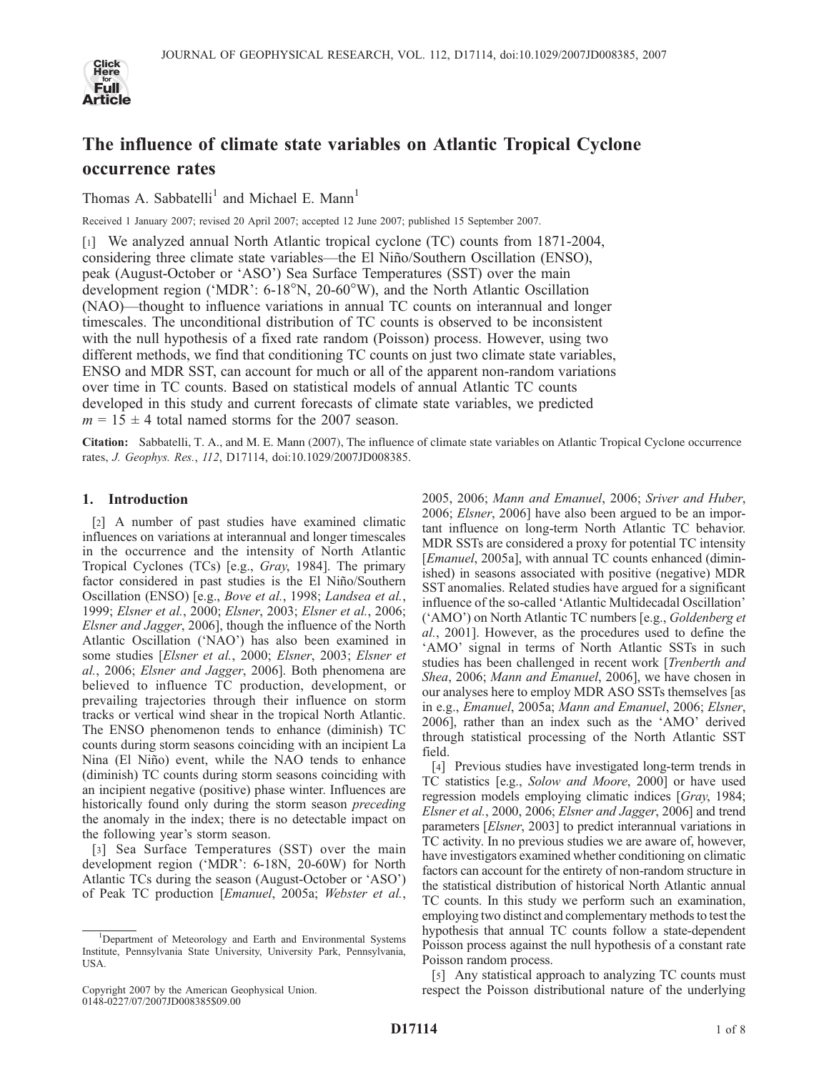# The influence of climate state variables on Atlantic Tropical Cyclone occurrence rates

Thomas A. Sabbatelli[1] and Michael E. Mann[1]

Received 1 January 2007; revised 20 April 2007; accepted 12 June 2007; published 15 September 2007.

[1] We analyzed annual North Atlantic tropical cyclone (TC) counts from 1871-2004, considering three climate state variables—the El Niño/Southern Oscillation (ENSO), peak (August-October or 'ASO') Sea Surface Temperatures (SST) over the main development region ('MDR': 6-18°N, 20-60°W), and the North Atlantic Oscillation (NAO)—thought to influence variations in annual TC counts on interannual and longer timescales. The unconditional distribution of TC counts is observed to be inconsistent with the null hypothesis of a fixed rate random (Poisson) process. However, using two different methods, we find that conditioning TC counts on just two climate state variables, ENSO and MDR SST, can account for much or all of the apparent non-random variations over time in TC counts. Based on statistical models of annual Atlantic TC counts developed in this study and current forecasts of climate state variables, we predicted $m = 15 \pm 4$ total named storms for the 2007 season.

**Citation:** Sabbatelli, T. A., and M. E. Mann (2007), The influence of climate state variables on Atlantic Tropical Cyclone occurrence rates, *J. Geophys. Res.*, *112*, D17114, doi:10.1029/2007JD008385.

## 1. Introduction

[2] A number of past studies have examined climatic influences on variations at interannual and longer timescales in the occurrence and the intensity of North Atlantic Tropical Cyclones (TCs) [e.g., *Gray*, 1984]. The primary factor considered in past studies is the El Niño/Southern Oscillation (ENSO) [e.g., *Bove et al.*, 1998; *Landsea et al.*, 1999; *Elsner et al.*, 2000; *Elsner*, 2003; *Elsner et al.*, 2006; *Elsner and Jagger*, 2006], though the influence of the North Atlantic Oscillation ('NAO') has also been examined in some studies [*Elsner et al.*, 2000; *Elsner*, 2003; *Elsner et al.*, 2006; *Elsner and Jagger*, 2006]. Both phenomena are believed to influence TC production, development, or prevailing trajectories through their influence on storm tracks or vertical wind shear in the tropical North Atlantic. The ENSO phenomenon tends to enhance (diminish) TC counts during storm seasons coinciding with an incipient La Nina (El Niño) event, while the NAO tends to enhance (diminish) TC counts during storm seasons coinciding with an incipient negative (positive) phase winter. Influences are historically found only during the storm season *preceding* the anomaly in the index; there is no detectable impact on the following year's storm season.

[3] Sea Surface Temperatures (SST) over the main development region ('MDR': 6-18N, 20-60W) for North Atlantic TCs during the season (August-October or 'ASO') of Peak TC production [*Emanuel*, 2005a; *Webster et al.*, 2005, 2006; *Mann and Emanuel*, 2006; *Sriver and Huber*, 2006; *Elsner*, 2006] have also been argued to be an important influence on long-term North Atlantic TC behavior. MDR SSTs are considered a proxy for potential TC intensity [*Emanuel*, 2005a], with annual TC counts enhanced (diminished) in seasons associated with positive (negative) MDR SST anomalies. Related studies have argued for a significant influence of the so-called 'Atlantic Multidecadal Oscillation' ('AMO') on North Atlantic TC numbers [e.g., *Goldenberg et al.*, 2001]. However, as the procedures used to define the 'AMO' signal in terms of North Atlantic SSTs in such studies has been challenged in recent work [*Trenberth and Shea*, 2006; *Mann and Emanuel*, 2006], we have chosen in our analyses here to employ MDR ASO SSTs themselves [as in e.g., *Emanuel*, 2005a; *Mann and Emanuel*, 2006; *Elsner*, 2006], rather than an index such as the 'AMO' derived through statistical processing of the North Atlantic SST field.

[4] Previous studies have investigated long-term trends in TC statistics [e.g., *Solow and Moore*, 2000] or have used regression models employing climatic indices [*Gray*, 1984; *Elsner et al.*, 2000, 2006; *Elsner and Jagger*, 2006] and trend parameters [*Elsner*, 2003] to predict interannual variations in TC activity. In no previous studies we are aware of, however, have investigators examined whether conditioning on climatic factors can account for the entirety of non-random structure in the statistical distribution of historical North Atlantic annual TC counts. In this study we perform such an examination, employing two distinct and complementary methods to test the hypothesis that annual TC counts follow a state-dependent Poisson process against the null hypothesis of a constant rate Poisson random process.

[5] Any statistical approach to analyzing TC counts must respect the Poisson distributional nature of the underlying

---

[1]Department of Meteorology and Earth and Environmental Systems Institute, Pennsylvania State University, University Park, Pennsylvania, USA.

Copyright 2007 by the American Geophysical Union.
0148-0227/07/2007JD008385$09.00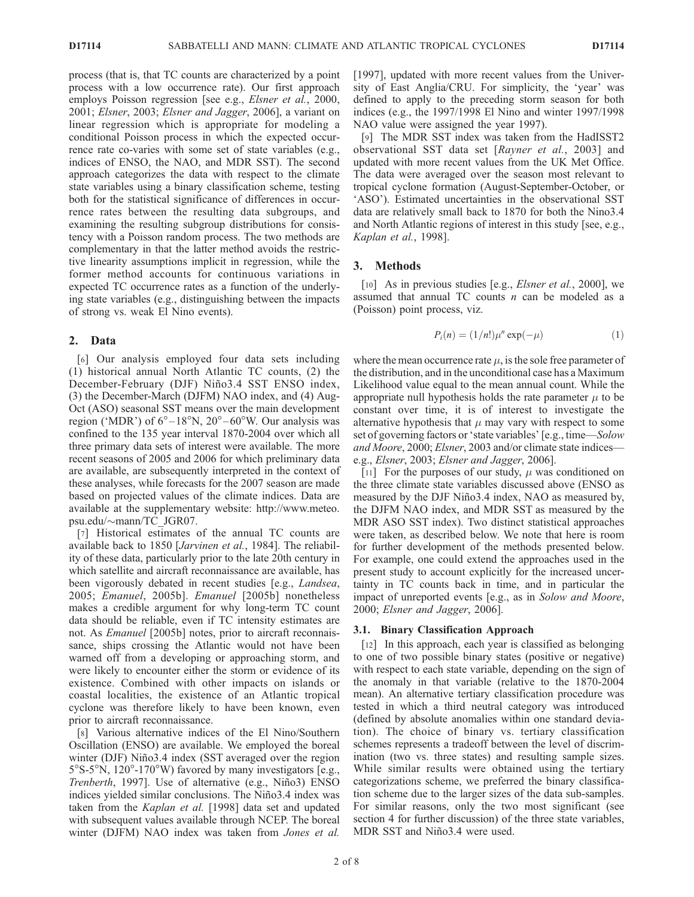process (that is, that TC counts are characterized by a point process with a low occurrence rate). Our first approach employs Poisson regression [see e.g., *Elsner et al.*, 2000, 2001; *Elsner*, 2003; *Elsner and Jagger*, 2006], a variant on linear regression which is appropriate for modeling a conditional Poisson process in which the expected occurrence rate co-varies with some set of state variables (e.g., indices of ENSO, the NAO, and MDR SST). The second approach categorizes the data with respect to the climate state variables using a binary classification scheme, testing both for the statistical significance of differences in occurrence rates between the resulting data subgroups, and examining the resulting subgroup distributions for consistency with a Poisson random process. The two methods are complementary in that the latter method avoids the restrictive linearity assumptions implicit in regression, while the former method accounts for continuous variations in expected TC occurrence rates as a function of the underlying state variables (e.g., distinguishing between the impacts of strong vs. weak El Nino events).

## 2. Data

[6] Our analysis employed four data sets including (1) historical annual North Atlantic TC counts, (2) the December-February (DJF) Niño3.4 SST ENSO index, (3) the December-March (DJFM) NAO index, and (4) Aug-Oct (ASO) seasonal SST means over the main development region ('MDR') of 6°–18°N, 20°–60°W. Our analysis was confined to the 135 year interval 1870-2004 over which all three primary data sets of interest were available. The more recent seasons of 2005 and 2006 for which preliminary data are available, are subsequently interpreted in the context of these analyses, while forecasts for the 2007 season are made based on projected values of the climate indices. Data are available at the supplementary website: http://www.meteo.psu.edu/~mann/TC_JGR07.

[7] Historical estimates of the annual TC counts are available back to 1850 [*Jarvinen et al.*, 1984]. The reliability of these data, particularly prior to the late 20th century in which satellite and aircraft reconnaissance are available, has been vigorously debated in recent studies [e.g., *Landsea*, 2005; *Emanuel*, 2005b]. *Emanuel* [2005b] nonetheless makes a credible argument for why long-term TC count data should be reliable, even if TC intensity estimates are not. As *Emanuel* [2005b] notes, prior to aircraft reconnaissance, ships crossing the Atlantic would not have been warned off from a developing or approaching storm, and were likely to encounter either the storm or evidence of its existence. Combined with other impacts on islands or coastal localities, the existence of an Atlantic tropical cyclone was therefore likely to have been known, even prior to aircraft reconnaissance.

[8] Various alternative indices of the El Nino/Southern Oscillation (ENSO) are available. We employed the boreal winter (DJF) Niño3.4 index (SST averaged over the region 5°S-5°N, 120°-170°W) favored by many investigators [e.g., *Trenberth*, 1997]. Use of alternative (e.g., Niño3) ENSO indices yielded similar conclusions. The Niño3.4 index was taken from the *Kaplan et al.* [1998] data set and updated with subsequent values available through NCEP. The boreal winter (DJFM) NAO index was taken from *Jones et al.* [1997], updated with more recent values from the University of East Anglia/CRU. For simplicity, the 'year' was defined to apply to the preceding storm season for both indices (e.g., the 1997/1998 El Nino and winter 1997/1998 NAO value were assigned the year 1997).

[9] The MDR SST index was taken from the HadISST2 observational SST data set [*Rayner et al.*, 2003] and updated with more recent values from the UK Met Office. The data were averaged over the season most relevant to tropical cyclone formation (August-September-October, or 'ASO'). Estimated uncertainties in the observational SST data are relatively small back to 1870 for both the Nino3.4 and North Atlantic regions of interest in this study [see, e.g., *Kaplan et al.*, 1998].

## 3. Methods

[10] As in previous studies [e.g., *Elsner et al.*, 2000], we assumed that annual TC counts $n$ can be modeled as a (Poisson) point process, viz.

$$P_i(n) = (1/n!)\mu^n \exp(-\mu) \tag{1}$$

where the mean occurrence rate $\mu$, is the sole free parameter of the distribution, and in the unconditional case has a Maximum Likelihood value equal to the mean annual count. While the appropriate null hypothesis holds the rate parameter $\mu$ to be constant over time, it is of interest to investigate the alternative hypothesis that $\mu$ may vary with respect to some set of governing factors or 'state variables' [e.g., time—*Solow and Moore*, 2000; *Elsner*, 2003 and/or climate state indices—e.g., *Elsner*, 2003; *Elsner and Jagger*, 2006].

[11] For the purposes of our study, $\mu$ was conditioned on the three climate state variables discussed above (ENSO as measured by the DJF Niño3.4 index, NAO as measured by, the DJFM NAO index, and MDR SST as measured by the MDR ASO SST index). Two distinct statistical approaches were taken, as described below. We note that here is room for further development of the methods presented below. For example, one could extend the approaches used in the present study to account explicitly for the increased uncertainty in TC counts back in time, and in particular the impact of unreported events [e.g., as in *Solow and Moore*, 2000; *Elsner and Jagger*, 2006].

### 3.1. Binary Classification Approach

[12] In this approach, each year is classified as belonging to one of two possible binary states (positive or negative) with respect to each state variable, depending on the sign of the anomaly in that variable (relative to the 1870-2004 mean). An alternative tertiary classification procedure was tested in which a third neutral category was introduced (defined by absolute anomalies within one standard deviation). The choice of binary vs. tertiary classification schemes represents a tradeoff between the level of discrimination (two vs. three states) and resulting sample sizes. While similar results were obtained using the tertiary categorizations scheme, we preferred the binary classification scheme due to the larger sizes of the data sub-samples. For similar reasons, only the two most significant (see section 4 for further discussion) of the three state variables, MDR SST and Niño3.4 were used.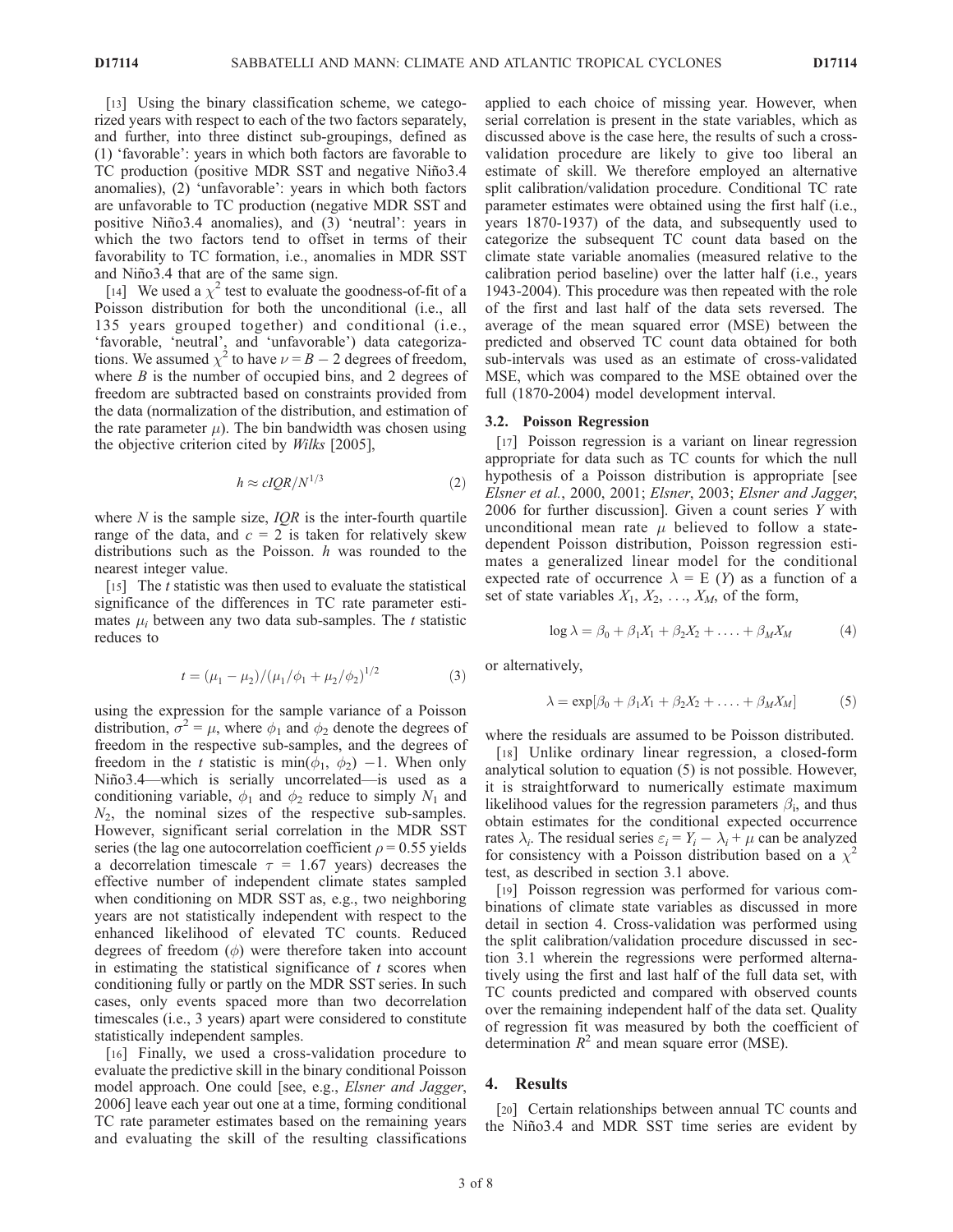[13] Using the binary classification scheme, we categorized years with respect to each of the two factors separately, and further, into three distinct sub-groupings, defined as (1) 'favorable': years in which both factors are favorable to TC production (positive MDR SST and negative Niño3.4 anomalies), (2) 'unfavorable': years in which both factors are unfavorable to TC production (negative MDR SST and positive Niño3.4 anomalies), and (3) 'neutral': years in which the two factors tend to offset in terms of their favorability to TC formation, i.e., anomalies in MDR SST and Niño3.4 that are of the same sign.

[14] We used a $\chi^2$ test to evaluate the goodness-of-fit of a Poisson distribution for both the unconditional (i.e., all 135 years grouped together) and conditional (i.e., 'favorable, 'neutral', and 'unfavorable') data categorizations. We assumed $\chi^2$ to have $\nu = B - 2$ degrees of freedom, where $B$ is the number of occupied bins, and 2 degrees of freedom are subtracted based on constraints provided from the data (normalization of the distribution, and estimation of the rate parameter $\mu$). The bin bandwidth was chosen using the objective criterion cited by *Wilks* [2005],

$$h \approx cIQR/N^{1/3} \tag{2}$$

where $N$ is the sample size, $IQR$ is the inter-fourth quartile range of the data, and $c = 2$ is taken for relatively skew distributions such as the Poisson. $h$ was rounded to the nearest integer value.

[15] The $t$ statistic was then used to evaluate the statistical significance of the differences in TC rate parameter estimates $\mu_i$ between any two data sub-samples. The $t$ statistic reduces to

$$t = (\mu_1 - \mu_2)/(\mu_1/\phi_1 + \mu_2/\phi_2)^{1/2} \tag{3}$$

using the expression for the sample variance of a Poisson distribution, $\sigma^2 = \mu$, where $\phi_1$ and $\phi_2$ denote the degrees of freedom in the respective sub-samples, and the degrees of freedom in the $t$ statistic is $\min(\phi_1, \phi_2) - 1$. When only Niño3.4—which is serially uncorrelated—is used as a conditioning variable, $\phi_1$ and $\phi_2$ reduce to simply $N_1$ and $N_2$, the nominal sizes of the respective sub-samples. However, significant serial correlation in the MDR SST series (the lag one autocorrelation coefficient $\rho = 0.55$ yields a decorrelation timescale $\tau = 1.67$ years) decreases the effective number of independent climate states sampled when conditioning on MDR SST as, e.g., two neighboring years are not statistically independent with respect to the enhanced likelihood of elevated TC counts. Reduced degrees of freedom ($\phi$) were therefore taken into account in estimating the statistical significance of $t$ scores when conditioning fully or partly on the MDR SST series. In such cases, only events spaced more than two decorrelation timescales (i.e., 3 years) apart were considered to constitute statistically independent samples.

[16] Finally, we used a cross-validation procedure to evaluate the predictive skill in the binary conditional Poisson model approach. One could [see, e.g., *Elsner and Jagger*, 2006] leave each year out one at a time, forming conditional TC rate parameter estimates based on the remaining years and evaluating the skill of the resulting classifications applied to each choice of missing year. However, when serial correlation is present in the state variables, which as discussed above is the case here, the results of such a cross-validation procedure are likely to give too liberal an estimate of skill. We therefore employed an alternative split calibration/validation procedure. Conditional TC rate parameter estimates were obtained using the first half (i.e., years 1870-1937) of the data, and subsequently used to categorize the subsequent TC count data based on the climate state variable anomalies (measured relative to the calibration period baseline) over the latter half (i.e., years 1943-2004). This procedure was then repeated with the role of the first and last half of the data sets reversed. The average of the mean squared error (MSE) between the predicted and observed TC count data obtained for both sub-intervals was used as an estimate of cross-validated MSE, which was compared to the MSE obtained over the full (1870-2004) model development interval.

### 3.2. Poisson Regression

[17] Poisson regression is a variant on linear regression appropriate for data such as TC counts for which the null hypothesis of a Poisson distribution is appropriate [see *Elsner et al.*, 2000, 2001; *Elsner*, 2003; *Elsner and Jagger*, 2006 for further discussion]. Given a count series $Y$ with unconditional mean rate $\mu$ believed to follow a state-dependent Poisson distribution, Poisson regression estimates a generalized linear model for the conditional expected rate of occurrence $\lambda = E(Y)$ as a function of a set of state variables $X_1, X_2, \ldots, X_M$, of the form,

$$\log \lambda = \beta_0 + \beta_1 X_1 + \beta_2 X_2 + \ldots + \beta_M X_M \tag{4}$$

or alternatively,

$$\lambda = \exp[\beta_0 + \beta_1 X_1 + \beta_2 X_2 + \ldots + \beta_M X_M] \tag{5}$$

where the residuals are assumed to be Poisson distributed.

[18] Unlike ordinary linear regression, a closed-form analytical solution to equation (5) is not possible. However, it is straightforward to numerically estimate maximum likelihood values for the regression parameters $\beta_i$, and thus obtain estimates for the conditional expected occurrence rates $\lambda_i$. The residual series $\varepsilon_i = Y_i - \lambda_i + \mu$ can be analyzed for consistency with a Poisson distribution based on a $\chi^2$ test, as described in section 3.1 above.

[19] Poisson regression was performed for various combinations of climate state variables as discussed in more detail in section 4. Cross-validation was performed using the split calibration/validation procedure discussed in section 3.1 wherein the regressions were performed alternatively using the first and last half of the full data set, with TC counts predicted and compared with observed counts over the remaining independent half of the data set. Quality of regression fit was measured by both the coefficient of determination $R^2$ and mean square error (MSE).

## 4. Results

[20] Certain relationships between annual TC counts and the Niño3.4 and MDR SST time series are evident by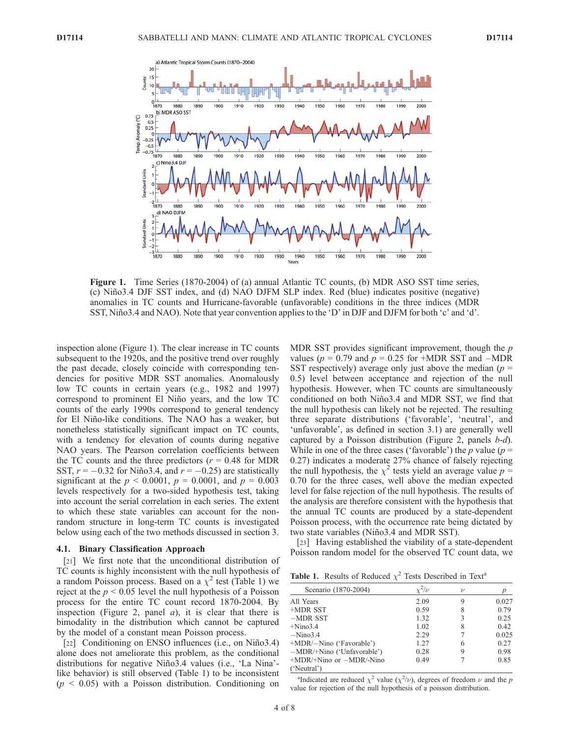**Figure 1.** Time Series (1870-2004) of (a) annual Atlantic TC counts, (b) MDR ASO SST time series, (c) Niño3.4 DJF SST index, and (d) NAO DJFM SLP index. Red (blue) indicates positive (negative) anomalies in TC counts and Hurricane-favorable (unfavorable) conditions in the three indices (MDR SST, Niño3.4 and NAO). Note that year convention applies to the 'D' in DJF and DJFM for both 'c' and 'd'.

inspection alone (Figure 1). The clear increase in TC counts subsequent to the 1920s, and the positive trend over roughly the past decade, closely coincide with corresponding tendencies for positive MDR SST anomalies. Anomalously low TC counts in certain years (e.g., 1982 and 1997) correspond to prominent El Niño years, and the low TC counts of the early 1990s correspond to general tendency for El Niño-like conditions. The NAO has a weaker, but nonetheless statistically significant impact on TC counts, with a tendency for elevation of counts during negative NAO years. The Pearson correlation coefficients between the TC counts and the three predictors ($r = 0.48$ for MDR SST, $r = -0.32$ for Niño3.4, and $r = -0.25$) are statistically significant at the $p < 0.0001$, $p = 0.0001$, and $p = 0.003$ levels respectively for a two-sided hypothesis test, taking into account the serial correlation in each series. The extent to which these state variables can account for the non-random structure in long-term TC counts is investigated below using each of the two methods discussed in section 3.

### 4.1. Binary Classification Approach

[21] We first note that the unconditional distribution of TC counts is highly inconsistent with the null hypothesis of a random Poisson process. Based on a $\chi^2$ test (Table 1) we reject at the $p < 0.05$ level the null hypothesis of a Poisson process for the entire TC count record 1870-2004. By inspection (Figure 2, panel *a*), it is clear that there is bimodality in the distribution which cannot be captured by the model of a constant mean Poisson process.

[22] Conditioning on ENSO influences (i.e., on Niño3.4) alone does not ameliorate this problem, as the conditional distributions for negative Niño3.4 values (i.e., 'La Nina'-like behavior) is still observed (Table 1) to be inconsistent ($p < 0.05$) with a Poisson distribution. Conditioning on MDR SST provides significant improvement, though the $p$ values ($p = 0.79$ and $p = 0.25$ for +MDR SST and −MDR SST respectively) average only just above the median ($p = 0.5$) level between acceptance and rejection of the null hypothesis. However, when TC counts are simultaneously conditioned on both Niño3.4 and MDR SST, we find that the null hypothesis can likely not be rejected. The resulting three separate distributions ('favorable', 'neutral', and 'unfavorable', as defined in section 3.1) are generally well captured by a Poisson distribution (Figure 2, panels *b-d*). While in one of the three cases ('favorable') the $p$ value ($p = 0.27$) indicates a moderate 27% chance of falsely rejecting the null hypothesis, the $\chi^2$ tests yield an average value $p = 0.70$ for the three cases, well above the median expected level for false rejection of the null hypothesis. The results of the analysis are therefore consistent with the hypothesis that the annual TC counts are produced by a state-dependent Poisson process, with the occurrence rate being dictated by two state variables (Niño3.4 and MDR SST).

[23] Having established the viability of a state-dependent Poisson random model for the observed TC count data, we

**Table 1.** Results of Reduced $\chi^2$ Tests Described in Text[a]

| Scenario (1870-2004) | $\chi^2/\nu$ | $\nu$ | $p$ |
|---|---|---|---|
| All Years | 2.09 | 9 | 0.027 |
| +MDR SST | 0.59 | 8 | 0.79 |
| −MDR SST | 1.32 | 3 | 0.25 |
| +Nino3.4 | 1.02 | 8 | 0.42 |
| −Nino3.4 | 2.29 | 7 | 0.025 |
| +MDR/−Nino ('Favorable') | 1.27 | 6 | 0.27 |
| −MDR/+Nino ('Unfavorable') | 0.28 | 9 | 0.98 |
| +MDR/+Nino or −MDR/-Nino ('Neutral') | 0.49 | 7 | 0.85 |

[a]Indicated are reduced $\chi^2$ value ($\chi^2/\nu$), degrees of freedom $\nu$ and the $p$ value for rejection of the null hypothesis of a poisson distribution.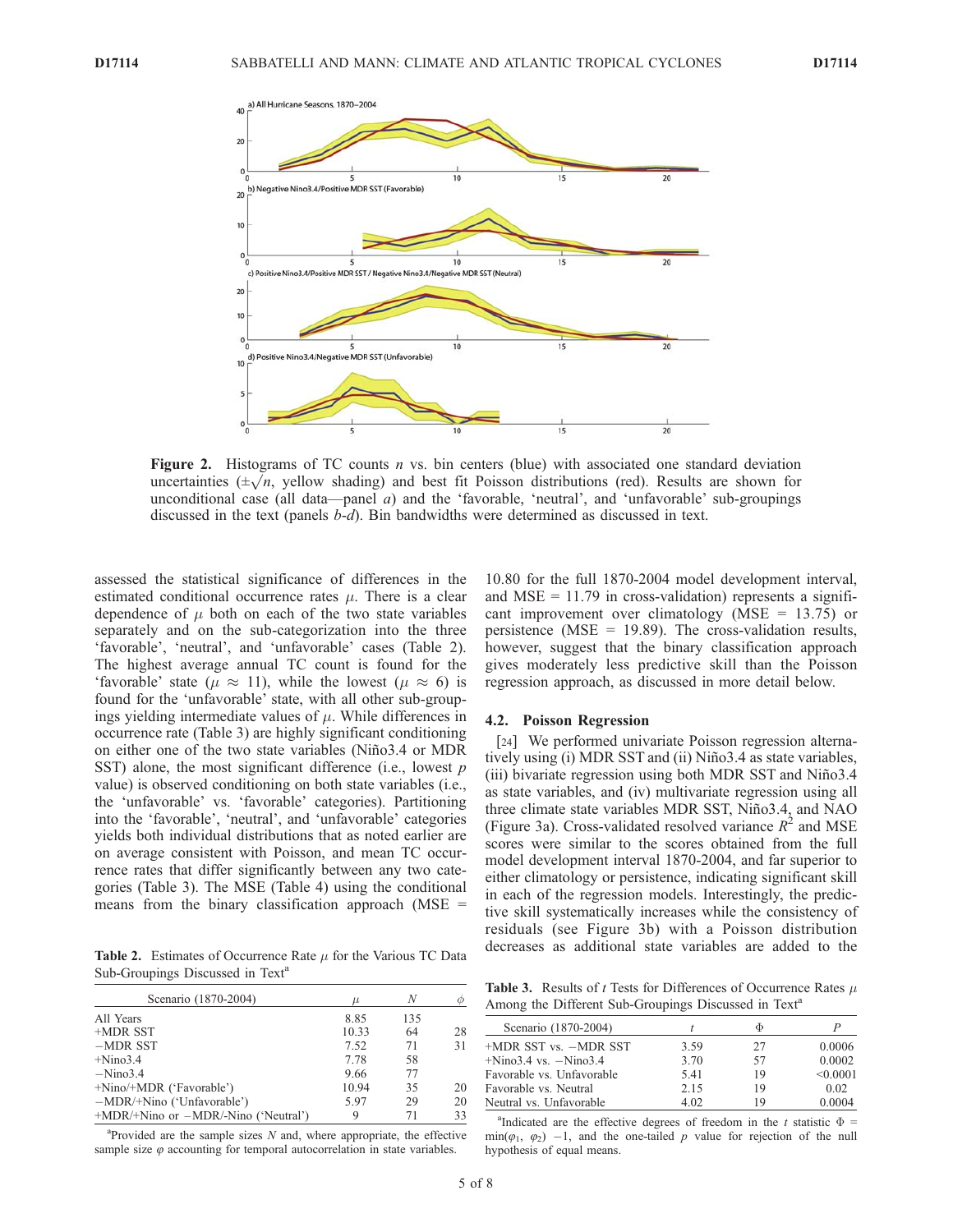**Figure 2.** Histograms of TC counts $n$ vs. bin centers (blue) with associated one standard deviation uncertainties ($\pm\sqrt{n}$, yellow shading) and best fit Poisson distributions (red). Results are shown for unconditional case (all data—panel *a*) and the 'favorable', 'neutral', and 'unfavorable' sub-groupings discussed in the text (panels *b-d*). Bin bandwidths were determined as discussed in text.

assessed the statistical significance of differences in the estimated conditional occurrence rates $\mu$. There is a clear dependence of $\mu$ both on each of the two state variables separately and on the sub-categorization into the three 'favorable', 'neutral', and 'unfavorable' cases (Table 2). The highest average annual TC count is found for the 'favorable' state ($\mu \approx 11$), while the lowest ($\mu \approx 6$) is found for the 'unfavorable' state, with all other sub-groupings yielding intermediate values of $\mu$. While differences in occurrence rate (Table 3) are highly significant conditioning on either one of the two state variables (Niño3.4 or MDR SST) alone, the most significant difference (i.e., lowest $p$ value) is observed conditioning on both state variables (i.e., the 'unfavorable' vs. 'favorable' categories). Partitioning into the 'favorable', 'neutral', and 'unfavorable' categories yields both individual distributions that as noted earlier are on average consistent with Poisson, and mean TC occurrence rates that differ significantly between any two categories (Table 3). The MSE (Table 4) using the conditional means from the binary classification approach (MSE = 10.80 for the full 1870-2004 model development interval, and MSE = 11.79 in cross-validation) represents a significant improvement over climatology (MSE = 13.75) or persistence (MSE = 19.89). The cross-validation results, however, suggest that the binary classification approach gives moderately less predictive skill than the Poisson regression approach, as discussed in more detail below.

**Table 2.** Estimates of Occurrence Rate $\mu$ for the Various TC Data Sub-Groupings Discussed in Text[a]

| Scenario (1870-2004) | $\mu$ | $N$ | $\phi$ |
|---|---|---|---|
| All Years | 8.85 | 135 | |
| +MDR SST | 10.33 | 64 | 28 |
| −MDR SST | 7.52 | 71 | 31 |
| +Nino3.4 | 7.78 | 58 | |
| −Nino3.4 | 9.66 | 77 | |
| +Nino/+MDR ('Favorable') | 10.94 | 35 | 20 |
| −MDR/+Nino ('Unfavorable') | 5.97 | 29 | 20 |
| +MDR/+Nino or −MDR/-Nino ('Neutral') | 9 | 71 | 33 |

[a]Provided are the sample sizes $N$ and, where appropriate, the effective sample size $\varphi$ accounting for temporal autocorrelation in state variables.

### 4.2. Poisson Regression

[24] We performed univariate Poisson regression alternatively using (i) MDR SST and (ii) Niño3.4 as state variables, (iii) bivariate regression using both MDR SST and Niño3.4 as state variables, and (iv) multivariate regression using all three climate state variables MDR SST, Niño3.4, and NAO (Figure 3a). Cross-validated resolved variance $R^2$ and MSE scores were similar to the scores obtained from the full model development interval 1870-2004, and far superior to either climatology or persistence, indicating significant skill in each of the regression models. Interestingly, the predictive skill systematically increases while the consistency of residuals (see Figure 3b) with a Poisson distribution decreases as additional state variables are added to the

**Table 3.** Results of $t$ Tests for Differences of Occurrence Rates $\mu$ Among the Different Sub-Groupings Discussed in Text[a]

| Scenario (1870-2004) | $t$ | $\Phi$ | $P$ |
|---|---|---|---|
| +MDR SST vs. −MDR SST | 3.59 | 27 | 0.0006 |
| +Nino3.4 vs. −Nino3.4 | 3.70 | 57 | 0.0002 |
| Favorable vs. Unfavorable | 5.41 | 19 | <0.0001 |
| Favorable vs. Neutral | 2.15 | 19 | 0.02 |
| Neutral vs. Unfavorable | 4.02 | 19 | 0.0004 |

[a]Indicated are the effective degrees of freedom in the $t$ statistic $\Phi = \min(\varphi_1, \varphi_2) - 1$, and the one-tailed $p$ value for rejection of the null hypothesis of equal means.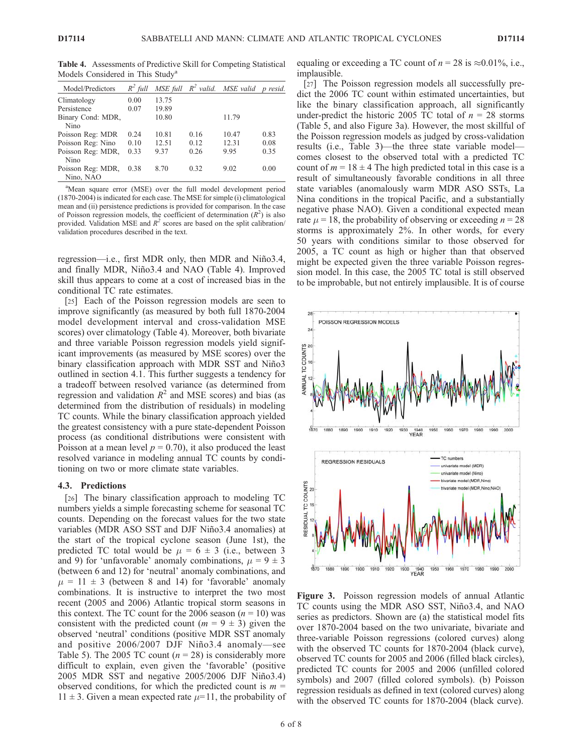**Table 4.** Assessments of Predictive Skill for Competing Statistical Models Considered in This Study[a]

| Model/Predictors | $R^2$ full | MSE full | $R^2$ valid. | MSE valid | p resid. |
|---|---|---|---|---|---|
| Climatology | 0.00 | 13.75 | | | |
| Persistence | 0.07 | 19.89 | | | |
| Binary Cond: MDR, Nino | | 10.80 | | 11.79 | |
| Poisson Reg: MDR | 0.24 | 10.81 | 0.16 | 10.47 | 0.83 |
| Poisson Reg: Nino | 0.10 | 12.51 | 0.12 | 12.31 | 0.08 |
| Poisson Reg: MDR, Nino | 0.33 | 9.37 | 0.26 | 9.95 | 0.35 |
| Poisson Reg: MDR, Nino, NAO | 0.38 | 8.70 | 0.32 | 9.02 | 0.00 |

[a]Mean square error (MSE) over the full model development period (1870-2004) is indicated for each case. The MSE for simple (i) climatological mean and (ii) persistence predictions is provided for comparison. In the case of Poisson regression models, the coefficient of determination ($R^2$) is also provided. Validation MSE and $R^2$ scores are based on the split calibration/validation procedures described in the text.

regression—i.e., first MDR only, then MDR and Niño3.4, and finally MDR, Niño3.4 and NAO (Table 4). Improved skill thus appears to come at a cost of increased bias in the conditional TC rate estimates.

[25] Each of the Poisson regression models are seen to improve significantly (as measured by both full 1870-2004 model development interval and cross-validation MSE scores) over climatology (Table 4). Moreover, both bivariate and three variable Poisson regression models yield significant improvements (as measured by MSE scores) over the binary classification approach with MDR SST and Niño3 outlined in section 4.1. This further suggests a tendency for a tradeoff between resolved variance (as determined from regression and validation $R^2$ and MSE scores) and bias (as determined from the distribution of residuals) in modeling TC counts. While the binary classification approach yielded the greatest consistency with a pure state-dependent Poisson process (as conditional distributions were consistent with Poisson at a mean level $p = 0.70$), it also produced the least resolved variance in modeling annual TC counts by conditioning on two or more climate state variables.

### 4.3. Predictions

[26] The binary classification approach to modeling TC numbers yields a simple forecasting scheme for seasonal TC counts. Depending on the forecast values for the two state variables (MDR ASO SST and DJF Niño3.4 anomalies) at the start of the tropical cyclone season (June 1st), the predicted TC total would be $\mu = 6 \pm 3$ (i.e., between 3 and 9) for 'unfavorable' anomaly combinations, $\mu = 9 \pm 3$ (between 6 and 12) for 'neutral' anomaly combinations, and $\mu = 11 \pm 3$ (between 8 and 14) for 'favorable' anomaly combinations. It is instructive to interpret the two most recent (2005 and 2006) Atlantic tropical storm seasons in this context. The TC count for the 2006 season ($n = 10$) was consistent with the predicted count ($m = 9 \pm 3$) given the observed 'neutral' conditions (positive MDR SST anomaly and positive 2006/2007 DJF Niño3.4 anomaly—see Table 5). The 2005 TC count ($n = 28$) is considerably more difficult to explain, even given the 'favorable' (positive 2005 MDR SST and negative 2005/2006 DJF Niño3.4) observed conditions, for which the predicted count is $m = 11 \pm 3$. Given a mean expected rate $\mu = 11$, the probability of equaling or exceeding a TC count of $n = 28$ is $\approx 0.01\%$, i.e., implausible.

[27] The Poisson regression models all successfully predict the 2006 TC count within estimated uncertainties, but like the binary classification approach, all significantly under-predict the historic 2005 TC total of $n = 28$ storms (Table 5, and also Figure 3a). However, the most skillful of the Poisson regression models as judged by cross-validation results (i.e., Table 3)—the three state variable model—comes closest to the observed total with a predicted TC count of $m = 18 \pm 4$ The high predicted total in this case is a result of simultaneously favorable conditions in all three state variables (anomalously warm MDR ASO SSTs, La Nina conditions in the tropical Pacific, and a substantially negative phase NAO). Given a conditional expected mean rate $\mu = 18$, the probability of observing or exceeding $n = 28$ storms is approximately 2%. In other words, for every 50 years with conditions similar to those observed for 2005, a TC count as high or higher than that observed might be expected given the three variable Poisson regression model. In this case, the 2005 TC total is still observed to be improbable, but not entirely implausible. It is of course

**Figure 3.** Poisson regression models of annual Atlantic TC counts using the MDR ASO SST, Niño3.4, and NAO series as predictors. Shown are (a) the statistical model fits over 1870-2004 based on the two univariate, bivariate and three-variable Poisson regressions (colored curves) along with the observed TC counts for 1870-2004 (black curve), observed TC counts for 2005 and 2006 (filled black circles), predicted TC counts for 2005 and 2006 (unfilled colored symbols) and 2007 (filled colored symbols). (b) Poisson regression residuals as defined in text (colored curves) along with the observed TC counts for 1870-2004 (black curve).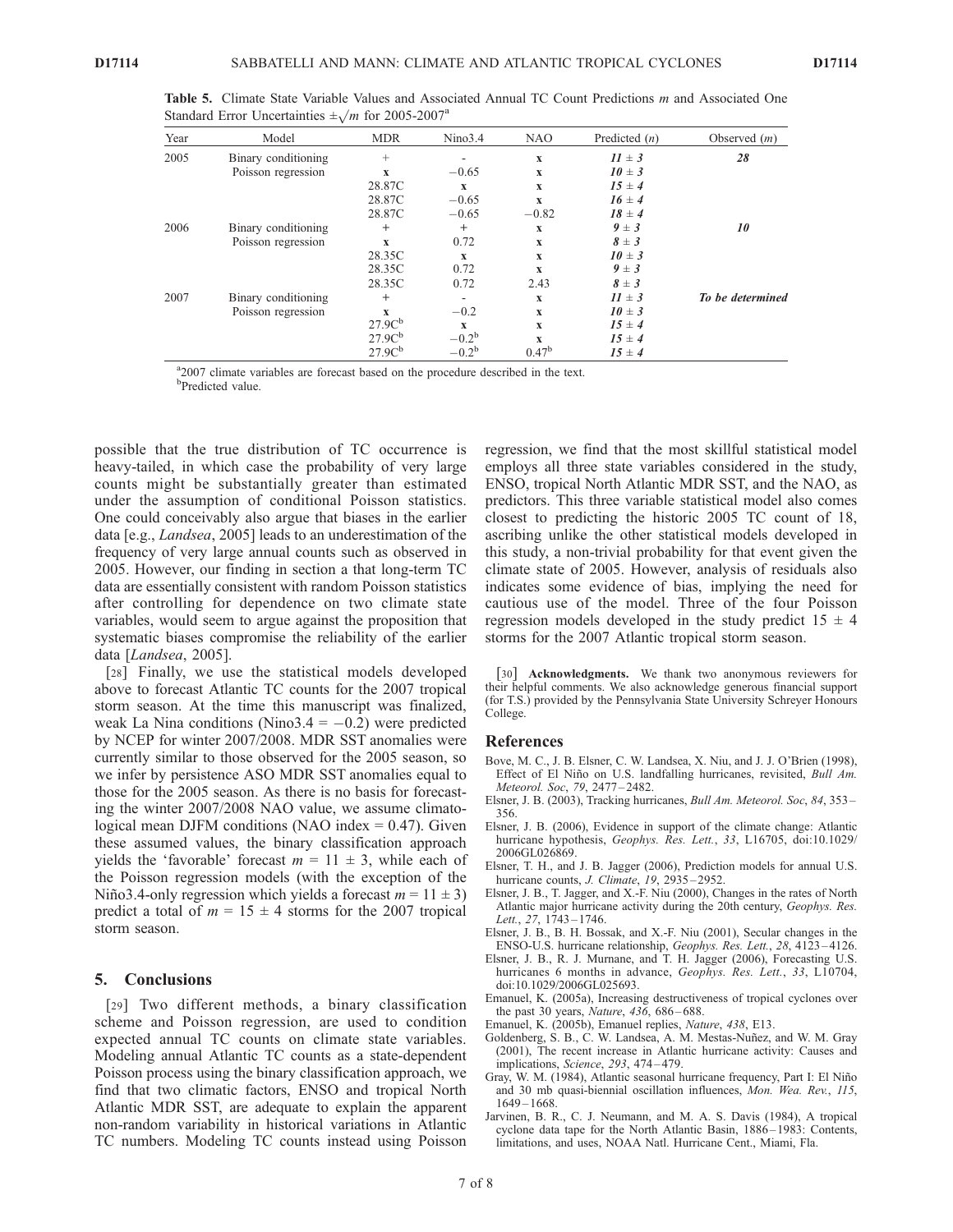**Table 5.** Climate State Variable Values and Associated Annual TC Count Predictions *m* and Associated One Standard Error Uncertainties $\pm\sqrt{m}$ for 2005-2007[a]

| Year | Model | MDR | Nino3.4 | NAO | Predicted (*n*) | Observed (*m*) |
|---|---|---|---|---|---|---|
| 2005 | Binary conditioning | + | - | **x** | ***11 ± 3*** | ***28*** |
| | Poisson regression | **x** | −0.65 | **x** | ***10 ± 3*** | |
| | | 28.87C | **x** | **x** | ***15*** **± 4** | |
| | | 28.87C | −0.65 | **x** | ***16*** **± 4** | |
| | | 28.87C | −0.65 | −0.82 | ***18*** **± 4** | |
| 2006 | Binary conditioning | + | + | **x** | ***9 ± 3*** | ***10*** |
| | Poisson regression | **x** | 0.72 | **x** | ***8 ± 3*** | |
| | | 28.35C | **x** | **x** | ***10*** **± 3** | |
| | | 28.35C | 0.72 | **x** | ***9 ± 3*** | |
| | | 28.35C | 0.72 | 2.43 | ***8 ± 3*** | |
| 2007 | Binary conditioning | + | - | **x** | ***11 ± 3*** | ***To be determined*** |
| | Poisson regression | **x** | −0.2 | **x** | ***10 ± 3*** | |
| | | 27.9C[b] | **x** | **x** | ***15*** **± 4** | |
| | | 27.9C[b] | −0.2[b] | **x** | ***15*** **± 4** | |
| | | 27.9C[b] | −0.2[b] | 0.47[b] | ***15*** **± 4** | |

[a]2007 climate variables are forecast based on the procedure described in the text.
[b]Predicted value.

possible that the true distribution of TC occurrence is heavy-tailed, in which case the probability of very large counts might be substantially greater than estimated under the assumption of conditional Poisson statistics. One could conceivably also argue that biases in the earlier data [e.g., *Landsea*, 2005] leads to an underestimation of the frequency of very large annual counts such as observed in 2005. However, our finding in section a that long-term TC data are essentially consistent with random Poisson statistics after controlling for dependence on two climate state variables, would seem to argue against the proposition that systematic biases compromise the reliability of the earlier data [*Landsea*, 2005].

[28] Finally, we use the statistical models developed above to forecast Atlantic TC counts for the 2007 tropical storm season. At the time this manuscript was finalized, weak La Nina conditions (Nino3.4 = −0.2) were predicted by NCEP for winter 2007/2008. MDR SST anomalies were currently similar to those observed for the 2005 season, so we infer by persistence ASO MDR SST anomalies equal to those for the 2005 season. As there is no basis for forecasting the winter 2007/2008 NAO value, we assume climatological mean DJFM conditions (NAO index = 0.47). Given these assumed values, the binary classification approach yields the 'favorable' forecast $m = 11 \pm 3$, while each of the Poisson regression models (with the exception of the Niño3.4-only regression which yields a forecast $m = 11 \pm 3$) predict a total of $m = 15 \pm 4$ storms for the 2007 tropical storm season.

## 5. Conclusions

[29] Two different methods, a binary classification scheme and Poisson regression, are used to condition expected annual TC counts on climate state variables. Modeling annual Atlantic TC counts as a state-dependent Poisson process using the binary classification approach, we find that two climatic factors, ENSO and tropical North Atlantic MDR SST, are adequate to explain the apparent non-random variability in historical variations in Atlantic TC numbers. Modeling TC counts instead using Poisson regression, we find that the most skillful statistical model employs all three state variables considered in the study, ENSO, tropical North Atlantic MDR SST, and the NAO, as predictors. This three variable statistical model also comes closest to predicting the historic 2005 TC count of 18, ascribing unlike the other statistical models developed in this study, a non-trivial probability for that event given the climate state of 2005. However, analysis of residuals also indicates some evidence of bias, implying the need for cautious use of the model. Three of the four Poisson regression models developed in the study predict $15 \pm 4$ storms for the 2007 Atlantic tropical storm season.

[30] **Acknowledgments.** We thank two anonymous reviewers for their helpful comments. We also acknowledge generous financial support (for T.S.) provided by the Pennsylvania State University Schreyer Honours College.

## References

Bove, M. C., J. B. Elsner, C. W. Landsea, X. Niu, and J. J. O'Brien (1998), Effect of El Niño on U.S. landfalling hurricanes, revisited, *Bull Am. Meteorol. Soc*, *79*, 2477–2482.

Elsner, J. B. (2003), Tracking hurricanes, *Bull Am. Meteorol. Soc*, *84*, 353–356.

Elsner, J. B. (2006), Evidence in support of the climate change: Atlantic hurricane hypothesis, *Geophys. Res. Lett.*, *33*, L16705, doi:10.1029/2006GL026869.

Elsner, T. H., and J. B. Jagger (2006), Prediction models for annual U.S. hurricane counts, *J. Climate*, *19*, 2935–2952.

Elsner, J. B., T. Jagger, and X.-F. Niu (2000), Changes in the rates of North Atlantic major hurricane activity during the 20th century, *Geophys. Res. Lett.*, *27*, 1743–1746.

Elsner, J. B., B. H. Bossak, and X.-F. Niu (2001), Secular changes in the ENSO-U.S. hurricane relationship, *Geophys. Res. Lett.*, *28*, 4123–4126.

Elsner, J. B., R. J. Murnane, and T. H. Jagger (2006), Forecasting U.S. hurricanes 6 months in advance, *Geophys. Res. Lett.*, *33*, L10704, doi:10.1029/2006GL025693.

Emanuel, K. (2005a), Increasing destructiveness of tropical cyclones over the past 30 years, *Nature*, *436*, 686–688.

Emanuel, K. (2005b), Emanuel replies, *Nature*, *438*, E13.

Goldenberg, S. B., C. W. Landsea, A. M. Mestas-Nuñez, and W. M. Gray (2001), The recent increase in Atlantic hurricane activity: Causes and implications, *Science*, *293*, 474–479.

Gray, W. M. (1984), Atlantic seasonal hurricane frequency, Part I: El Niño and 30 mb quasi-biennial oscillation influences, *Mon. Wea. Rev.*, *115*, 1649–1668.

Jarvinen, B. R., C. J. Neumann, and M. A. S. Davis (1984), A tropical cyclone data tape for the North Atlantic Basin, 1886–1983: Contents, limitations, and uses, NOAA Natl. Hurricane Cent., Miami, Fla.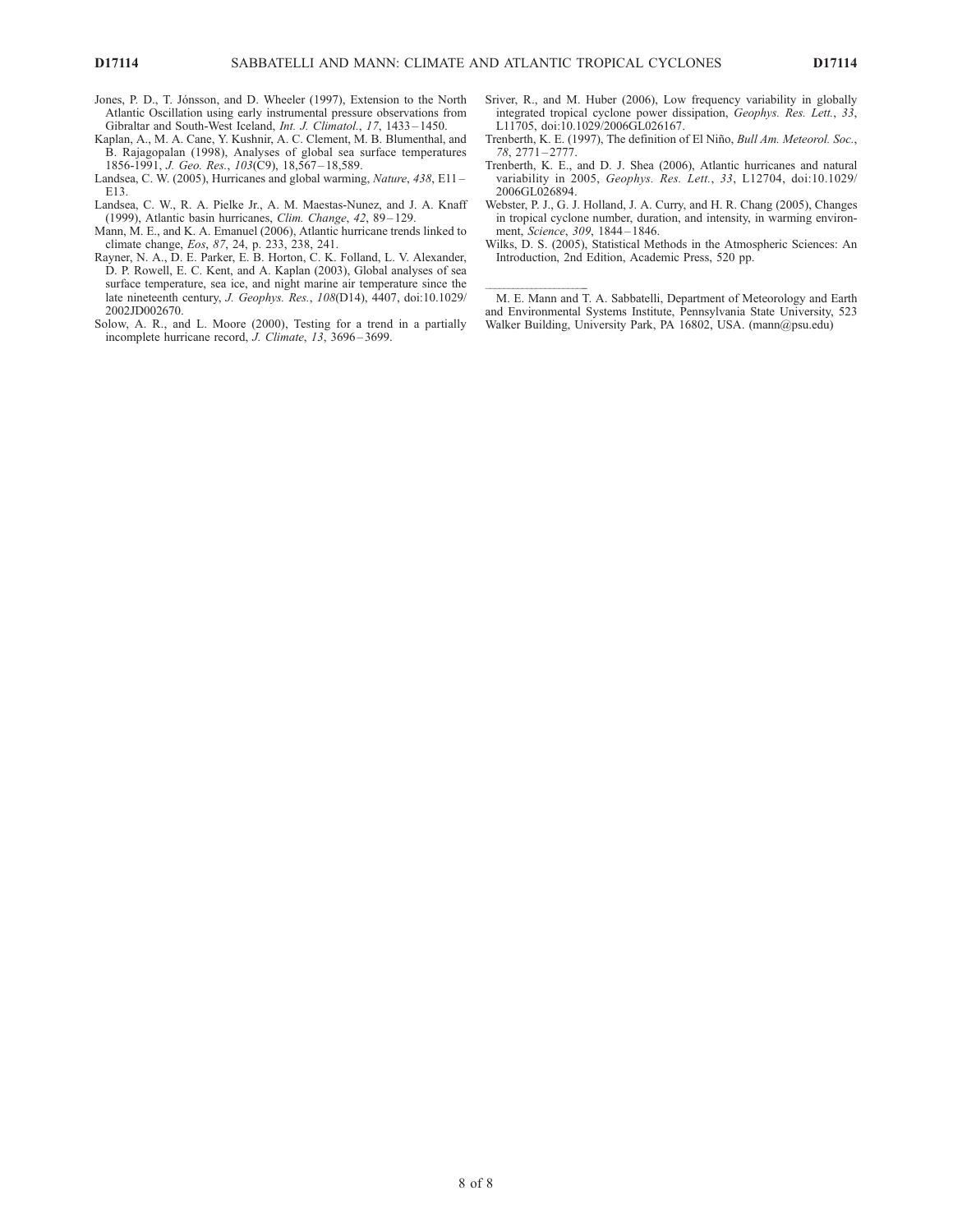Jones, P. D., T. Jónsson, and D. Wheeler (1997), Extension to the North Atlantic Oscillation using early instrumental pressure observations from Gibraltar and South-West Iceland, *Int. J. Climatol.*, *17*, 1433–1450.

Kaplan, A., M. A. Cane, Y. Kushnir, A. C. Clement, M. B. Blumenthal, and B. Rajagopalan (1998), Analyses of global sea surface temperatures 1856-1991, *J. Geo. Res.*, *103*(C9), 18,567–18,589.

Landsea, C. W. (2005), Hurricanes and global warming, *Nature*, *438*, E11–E13.

Landsea, C. W., R. A. Pielke Jr., A. M. Maestas-Nunez, and J. A. Knaff (1999), Atlantic basin hurricanes, *Clim. Change*, *42*, 89–129.

Mann, M. E., and K. A. Emanuel (2006), Atlantic hurricane trends linked to climate change, *Eos*, *87*, 24, p. 233, 238, 241.

Rayner, N. A., D. E. Parker, E. B. Horton, C. K. Folland, L. V. Alexander, D. P. Rowell, E. C. Kent, and A. Kaplan (2003), Global analyses of sea surface temperature, sea ice, and night marine air temperature since the late nineteenth century, *J. Geophys. Res.*, *108*(D14), 4407, doi:10.1029/2002JD002670.

Solow, A. R., and L. Moore (2000), Testing for a trend in a partially incomplete hurricane record, *J. Climate*, *13*, 3696–3699.

Sriver, R., and M. Huber (2006), Low frequency variability in globally integrated tropical cyclone power dissipation, *Geophys. Res. Lett.*, *33*, L11705, doi:10.1029/2006GL026167.

Trenberth, K. E. (1997), The definition of El Niño, *Bull Am. Meteorol. Soc.*, *78*, 2771–2777.

Trenberth, K. E., and D. J. Shea (2006), Atlantic hurricanes and natural variability in 2005, *Geophys. Res. Lett.*, *33*, L12704, doi:10.1029/2006GL026894.

Webster, P. J., G. J. Holland, J. A. Curry, and H. R. Chang (2005), Changes in tropical cyclone number, duration, and intensity, in warming environment, *Science*, *309*, 1844–1846.

Wilks, D. S. (2005), Statistical Methods in the Atmospheric Sciences: An Introduction, 2nd Edition, Academic Press, 520 pp.

---

M. E. Mann and T. A. Sabbatelli, Department of Meteorology and Earth and Environmental Systems Institute, Pennsylvania State University, 523 Walker Building, University Park, PA 16802, USA. (mann@psu.edu)